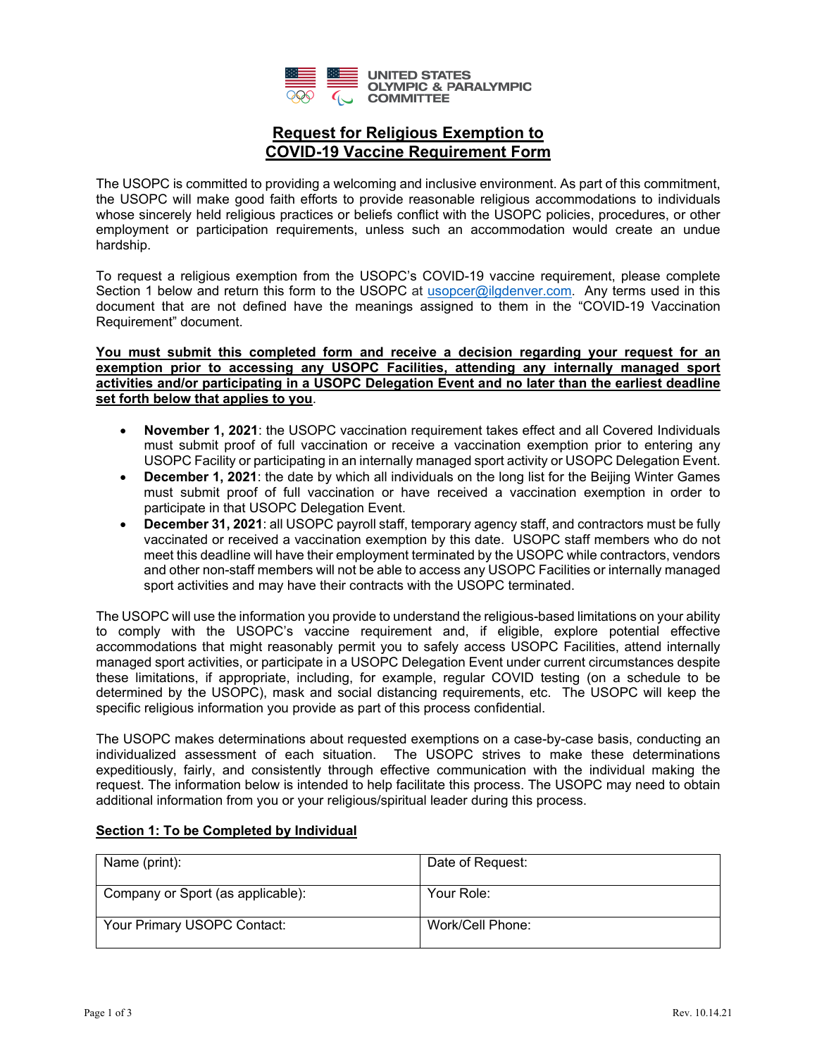UNITED STATES OLYMPIC & PARALYMPIC COMMITTEE

# Request for Religious Exemption to COVID-19 Vaccine Requirement Form

The USOPC is committed to providing a welcoming and inclusive environment. As part of this commitment, the USOPC will make good faith efforts to provide reasonable religious accommodations to individuals whose sincerely held religious practices or beliefs conflict with the USOPC policies, procedures, or other employment or participation requirements, unless such an accommodation would create an undue hardship.

To request a religious exemption from the USOPC's COVID-19 vaccine requirement, please complete Section 1 below and return this form to the USOPC at usopcer@ilgdenver.com. Any terms used in this document that are not defined have the meanings assigned to them in the "COVID-19 Vaccination Requirement" document.

**You must submit this completed form and receive a decision regarding your request for an exemption prior to accessing any USOPC Facilities, attending any internally managed sport activities and/or participating in a USOPC Delegation Event and no later than the earliest deadline set forth below that applies to you**.

- **November 1, 2021**: the USOPC vaccination requirement takes effect and all Covered Individuals must submit proof of full vaccination or receive a vaccination exemption prior to entering any USOPC Facility or participating in an internally managed sport activity or USOPC Delegation Event.
- **December 1, 2021**: the date by which all individuals on the long list for the Beijing Winter Games must submit proof of full vaccination or have received a vaccination exemption in order to participate in that USOPC Delegation Event.
- **December 31, 2021**: all USOPC payroll staff, temporary agency staff, and contractors must be fully vaccinated or received a vaccination exemption by this date. USOPC staff members who do not meet this deadline will have their employment terminated by the USOPC while contractors, vendors and other non-staff members will not be able to access any USOPC Facilities or internally managed sport activities and may have their contracts with the USOPC terminated.

The USOPC will use the information you provide to understand the religious-based limitations on your ability to comply with the USOPC's vaccine requirement and, if eligible, explore potential effective accommodations that might reasonably permit you to safely access USOPC Facilities, attend internally managed sport activities, or participate in a USOPC Delegation Event under current circumstances despite these limitations, if appropriate, including, for example, regular COVID testing (on a schedule to be determined by the USOPC), mask and social distancing requirements, etc. The USOPC will keep the specific religious information you provide as part of this process confidential.

The USOPC makes determinations about requested exemptions on a case-by-case basis, conducting an individualized assessment of each situation. The USOPC strives to make these determinations expeditiously, fairly, and consistently through effective communication with the individual making the request. The information below is intended to help facilitate this process. The USOPC may need to obtain additional information from you or your religious/spiritual leader during this process.

## Section 1: To be Completed by Individual

| Name (print): | Date of Request: |
|---|---|
| Company or Sport (as applicable): | Your Role: |
| Your Primary USOPC Contact: | Work/Cell Phone: |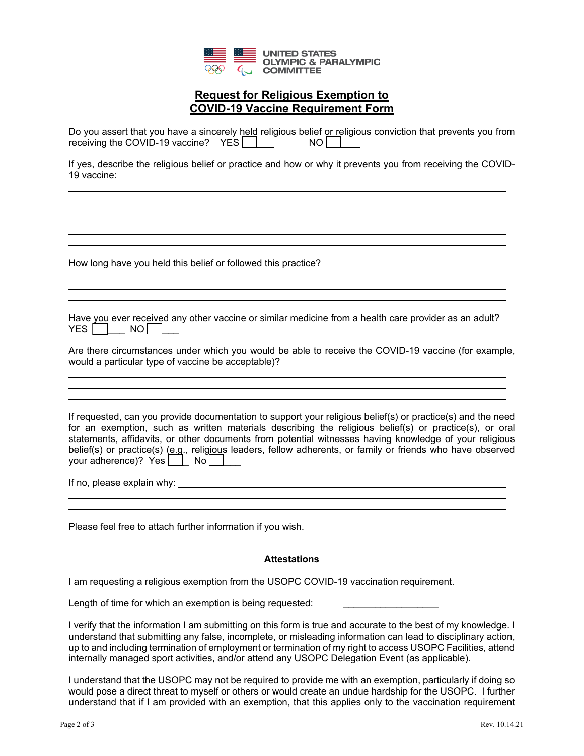UNITED STATES OLYMPIC & PARALYMPIC COMMITTEE

# Request for Religious Exemption to COVID-19 Vaccine Requirement Form

Do you assert that you have a sincerely held religious belief or religious conviction that prevents you from receiving the COVID-19 vaccine? YES ☐ NO ☐

If yes, describe the religious belief or practice and how or why it prevents you from receiving the COVID-19 vaccine:

______________________________________________________________________________

______________________________________________________________________________

______________________________________________________________________________

______________________________________________________________________________

______________________________________________________________________________

How long have you held this belief or followed this practice?

______________________________________________________________________________

______________________________________________________________________________

______________________________________________________________________________

Have you ever received any other vaccine or similar medicine from a health care provider as an adult? YES ☐ NO ☐

Are there circumstances under which you would be able to receive the COVID-19 vaccine (for example, would a particular type of vaccine be acceptable)?

______________________________________________________________________________

______________________________________________________________________________

______________________________________________________________________________

If requested, can you provide documentation to support your religious belief(s) or practice(s) and the need for an exemption, such as written materials describing the religious belief(s) or practice(s), or oral statements, affidavits, or other documents from potential witnesses having knowledge of your religious belief(s) or practice(s) (e.g., religious leaders, fellow adherents, or family or friends who have observed your adherence)? Yes ☐ No ☐

If no, please explain why: ______________________________________________________________

______________________________________________________________________________

______________________________________________________________________________

Please feel free to attach further information if you wish.

### Attestations

I am requesting a religious exemption from the USOPC COVID-19 vaccination requirement.

Length of time for which an exemption is being requested: ___________________

I verify that the information I am submitting on this form is true and accurate to the best of my knowledge. I understand that submitting any false, incomplete, or misleading information can lead to disciplinary action, up to and including termination of employment or termination of my right to access USOPC Facilities, attend internally managed sport activities, and/or attend any USOPC Delegation Event (as applicable).

I understand that the USOPC may not be required to provide me with an exemption, particularly if doing so would pose a direct threat to myself or others or would create an undue hardship for the USOPC. I further understand that if I am provided with an exemption, that this applies only to the vaccination requirement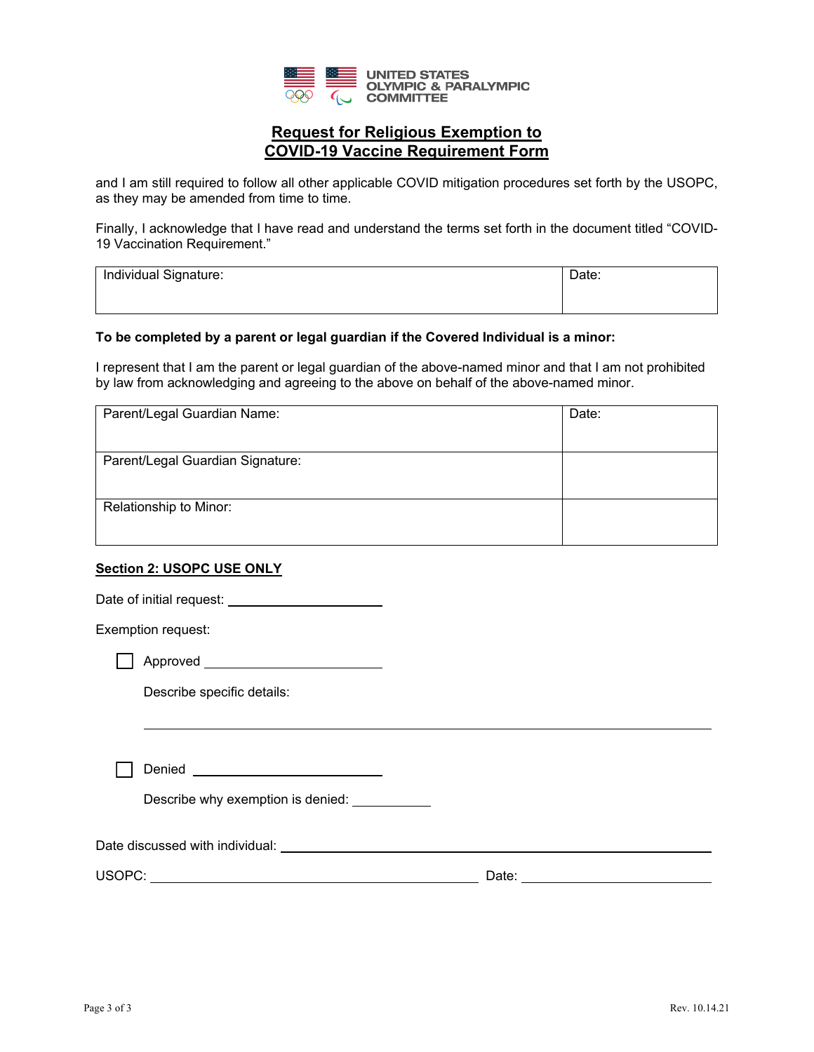# Request for Religious Exemption to COVID-19 Vaccine Requirement Form

and I am still required to follow all other applicable COVID mitigation procedures set forth by the USOPC, as they may be amended from time to time.

Finally, I acknowledge that I have read and understand the terms set forth in the document titled "COVID-19 Vaccination Requirement."

| | |
|---|---|
| Individual Signature: | Date: |

**To be completed by a parent or legal guardian if the Covered Individual is a minor:**

I represent that I am the parent or legal guardian of the above-named minor and that I am not prohibited by law from acknowledging and agreeing to the above on behalf of the above-named minor.

| | |
|---|---|
| Parent/Legal Guardian Name: | Date: |
| Parent/Legal Guardian Signature: | |
| Relationship to Minor: | |

**Section 2: USOPC USE ONLY**

Date of initial request: ____________________

Exemption request:

☐ Approved ____________________

Describe specific details:

______________________________________________________________________

☐ Denied ____________________

Describe why exemption is denied: __________

Date discussed with individual: ______________________________________________

USOPC: ________________________________________ Date: ____________________